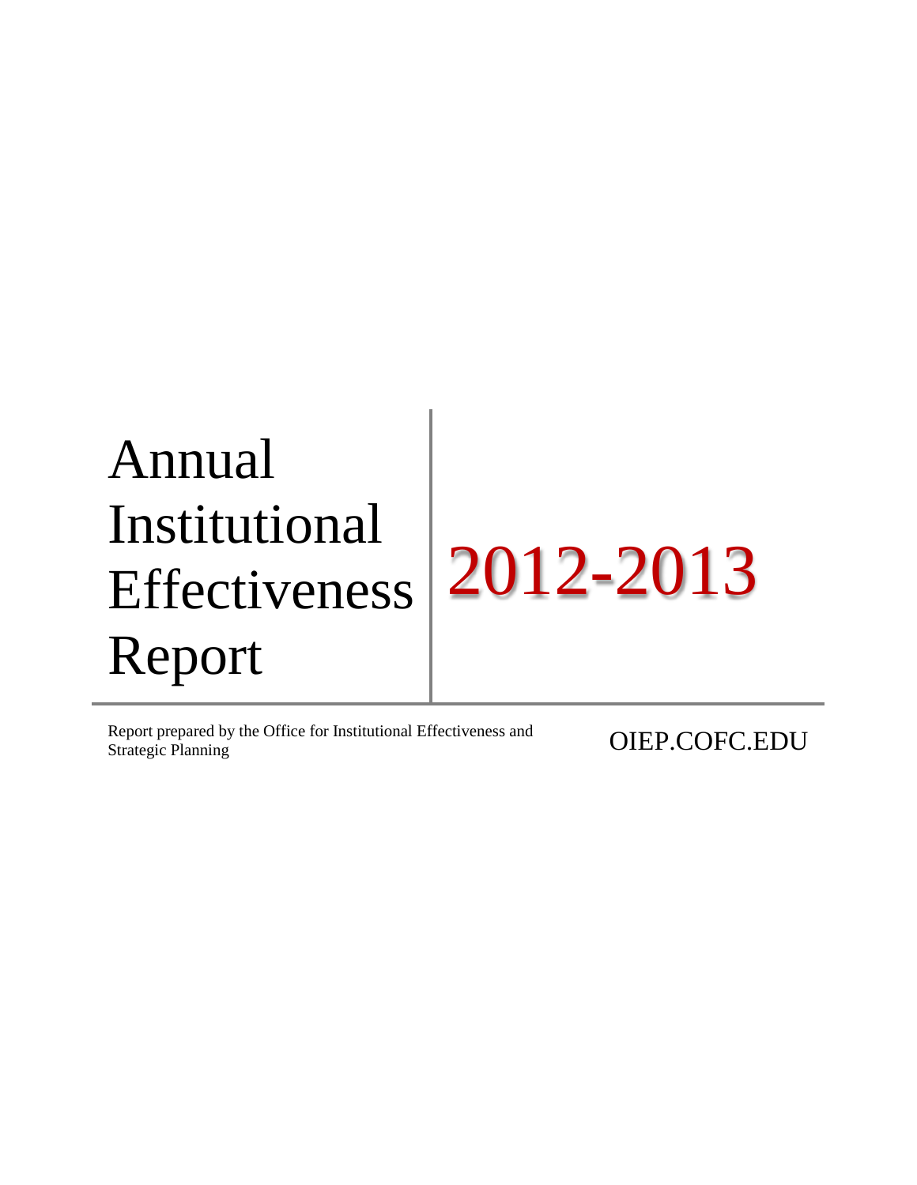# Annual Institutional Effectiveness Report

# 2012-2013

Report prepared by the Office for Institutional Effectiveness and Strategic Planning

OIEP.COFC.EDU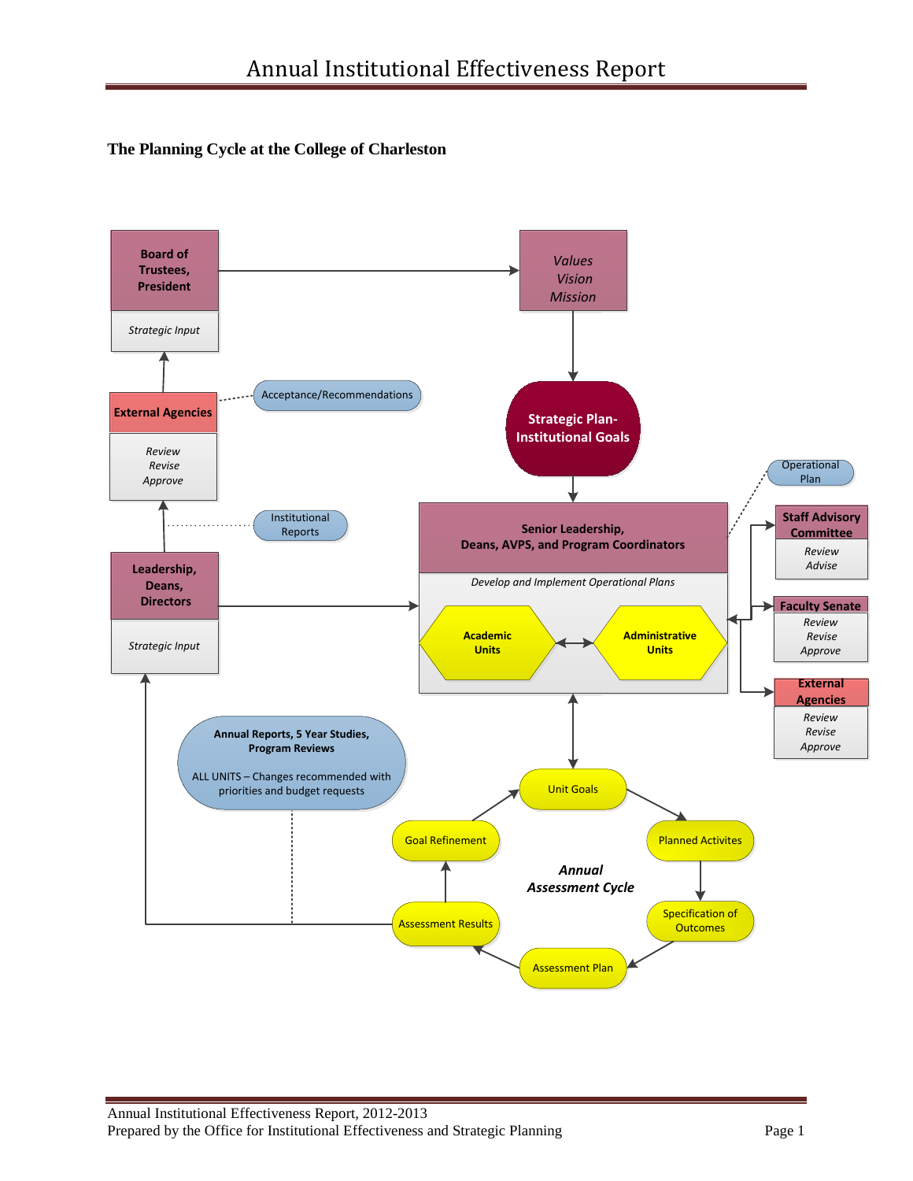### The Planning Cycle at the College of Charleston

**Board of Trustees, President**

*Strategic Input*

*Values*
*Vision*
*Mission*

**Strategic Plan-Institutional Goals**

**External Agencies**

*Review*
*Revise*
*Approve*

Acceptance/Recommendations

Institutional Reports

Operational Plan

**Senior Leadership, Deans, AVPS, and Program Coordinators**

*Develop and Implement Operational Plans*

**Academic Units**

**Administrative Units**

**Staff Advisory Committee**

*Review*
*Advise*

**Faculty Senate**

*Review*
*Revise*
*Approve*

**External Agencies**

*Review*
*Revise*
*Approve*

**Leadership, Deans, Directors**

*Strategic Input*

**Annual Reports, 5 Year Studies, Program Reviews**

ALL UNITS – Changes recommended with priorities and budget requests

Unit Goals

Planned Activites

Specification of Outcomes

Assessment Plan

Assessment Results

Goal Refinement

***Annual Assessment Cycle***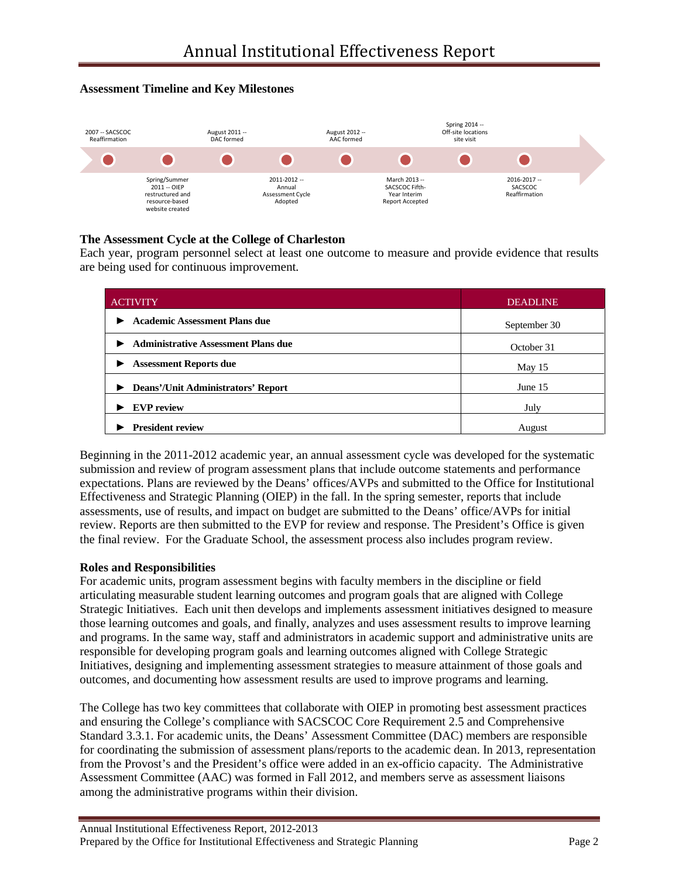# Annual Institutional Effectiveness Report

**Assessment Timeline and Key Milestones**

- 2007 -- SACSCOC Reaffirmation
- Spring/Summer 2011 -- OIEP restructured and resource-based website created
- August 2011 -- DAC formed
- 2011-2012 -- Annual Assessment Cycle Adopted
- August 2012 -- AAC formed
- March 2013 -- SACSCOC Fifth-Year Interim Report Accepted
- Spring 2014 -- Off-site locations site visit
- 2016-2017 -- SACSCOC Reaffirmation

**The Assessment Cycle at the College of Charleston**

Each year, program personnel select at least one outcome to measure and provide evidence that results are being used for continuous improvement.

| ACTIVITY | DEADLINE |
|---|---|
| ► **Academic Assessment Plans due** | September 30 |
| ► **Administrative Assessment Plans due** | October 31 |
| ► **Assessment Reports due** | May 15 |
| ► **Deans'/Unit Administrators' Report** | June 15 |
| ► **EVP review** | July |
| ► **President review** | August |

Beginning in the 2011-2012 academic year, an annual assessment cycle was developed for the systematic submission and review of program assessment plans that include outcome statements and performance expectations. Plans are reviewed by the Deans' offices/AVPs and submitted to the Office for Institutional Effectiveness and Strategic Planning (OIEP) in the fall. In the spring semester, reports that include assessments, use of results, and impact on budget are submitted to the Deans' office/AVPs for initial review. Reports are then submitted to the EVP for review and response. The President's Office is given the final review. For the Graduate School, the assessment process also includes program review.

**Roles and Responsibilities**

For academic units, program assessment begins with faculty members in the discipline or field articulating measurable student learning outcomes and program goals that are aligned with College Strategic Initiatives. Each unit then develops and implements assessment initiatives designed to measure those learning outcomes and goals, and finally, analyzes and uses assessment results to improve learning and programs. In the same way, staff and administrators in academic support and administrative units are responsible for developing program goals and learning outcomes aligned with College Strategic Initiatives, designing and implementing assessment strategies to measure attainment of those goals and outcomes, and documenting how assessment results are used to improve programs and learning.

The College has two key committees that collaborate with OIEP in promoting best assessment practices and ensuring the College's compliance with SACSCOC Core Requirement 2.5 and Comprehensive Standard 3.3.1. For academic units, the Deans' Assessment Committee (DAC) members are responsible for coordinating the submission of assessment plans/reports to the academic dean. In 2013, representation from the Provost's and the President's office were added in an ex-officio capacity. The Administrative Assessment Committee (AAC) was formed in Fall 2012, and members serve as assessment liaisons among the administrative programs within their division.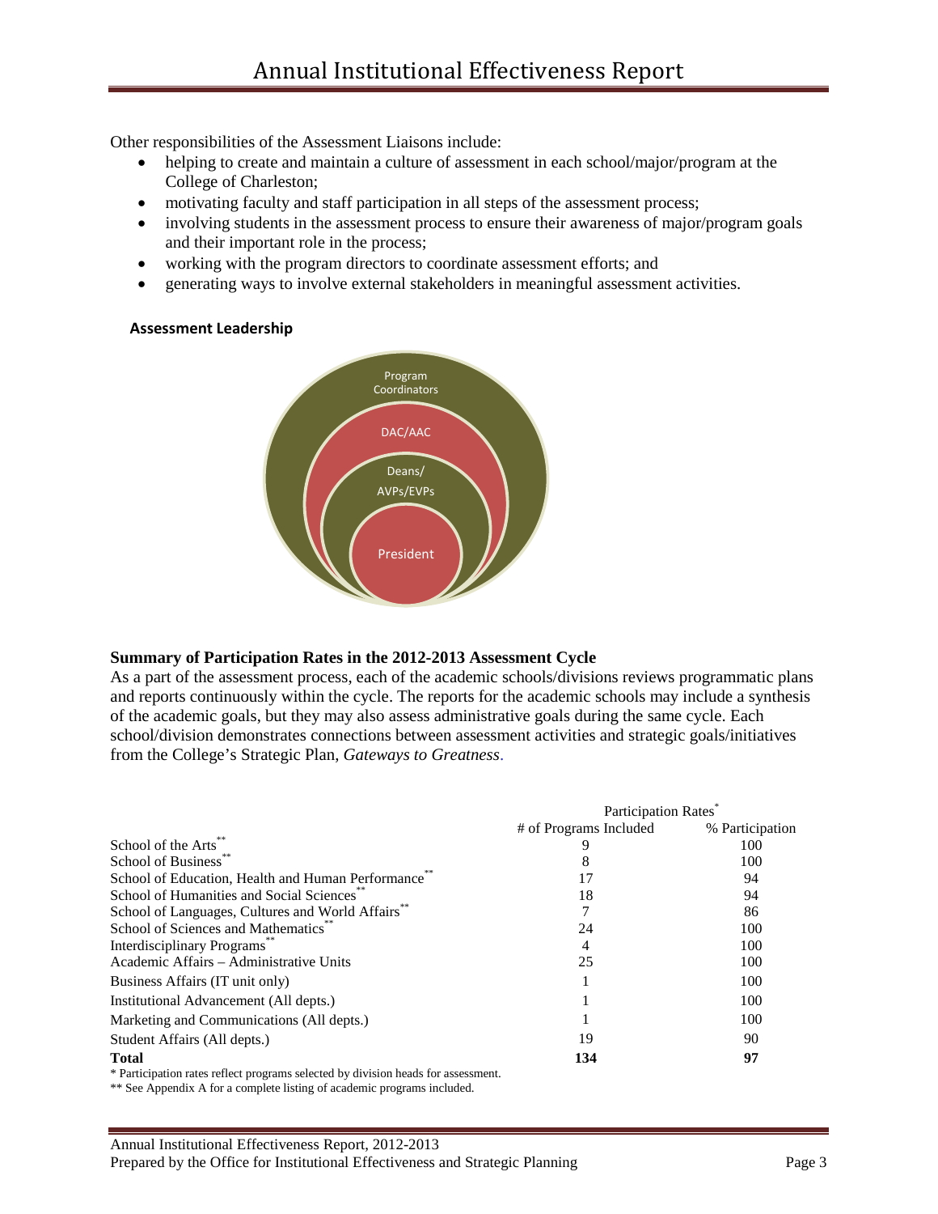Other responsibilities of the Assessment Liaisons include:

- helping to create and maintain a culture of assessment in each school/major/program at the College of Charleston;
- motivating faculty and staff participation in all steps of the assessment process;
- involving students in the assessment process to ensure their awareness of major/program goals and their important role in the process;
- working with the program directors to coordinate assessment efforts; and
- generating ways to involve external stakeholders in meaningful assessment activities.

**Assessment Leadership**

Program Coordinators

DAC/AAC

Deans/ AVPs/EVPs

President

**Summary of Participation Rates in the 2012-2013 Assessment Cycle**

As a part of the assessment process, each of the academic schools/divisions reviews programmatic plans and reports continuously within the cycle. The reports for the academic schools may include a synthesis of the academic goals, but they may also assess administrative goals during the same cycle. Each school/division demonstrates connections between assessment activities and strategic goals/initiatives from the College's Strategic Plan, *Gateways to Greatness*.

| | Participation Rates* | |
|---|---|---|
| | # of Programs Included | % Participation |
| School of the Arts** | 9 | 100 |
| School of Business** | 8 | 100 |
| School of Education, Health and Human Performance** | 17 | 94 |
| School of Humanities and Social Sciences** | 18 | 94 |
| School of Languages, Cultures and World Affairs** | 7 | 86 |
| School of Sciences and Mathematics** | 24 | 100 |
| Interdisciplinary Programs** | 4 | 100 |
| Academic Affairs – Administrative Units | 25 | 100 |
| Business Affairs (IT unit only) | 1 | 100 |
| Institutional Advancement (All depts.) | 1 | 100 |
| Marketing and Communications (All depts.) | 1 | 100 |
| Student Affairs (All depts.) | 19 | 90 |
| **Total** | **134** | **97** |

* Participation rates reflect programs selected by division heads for assessment.

** See Appendix A for a complete listing of academic programs included.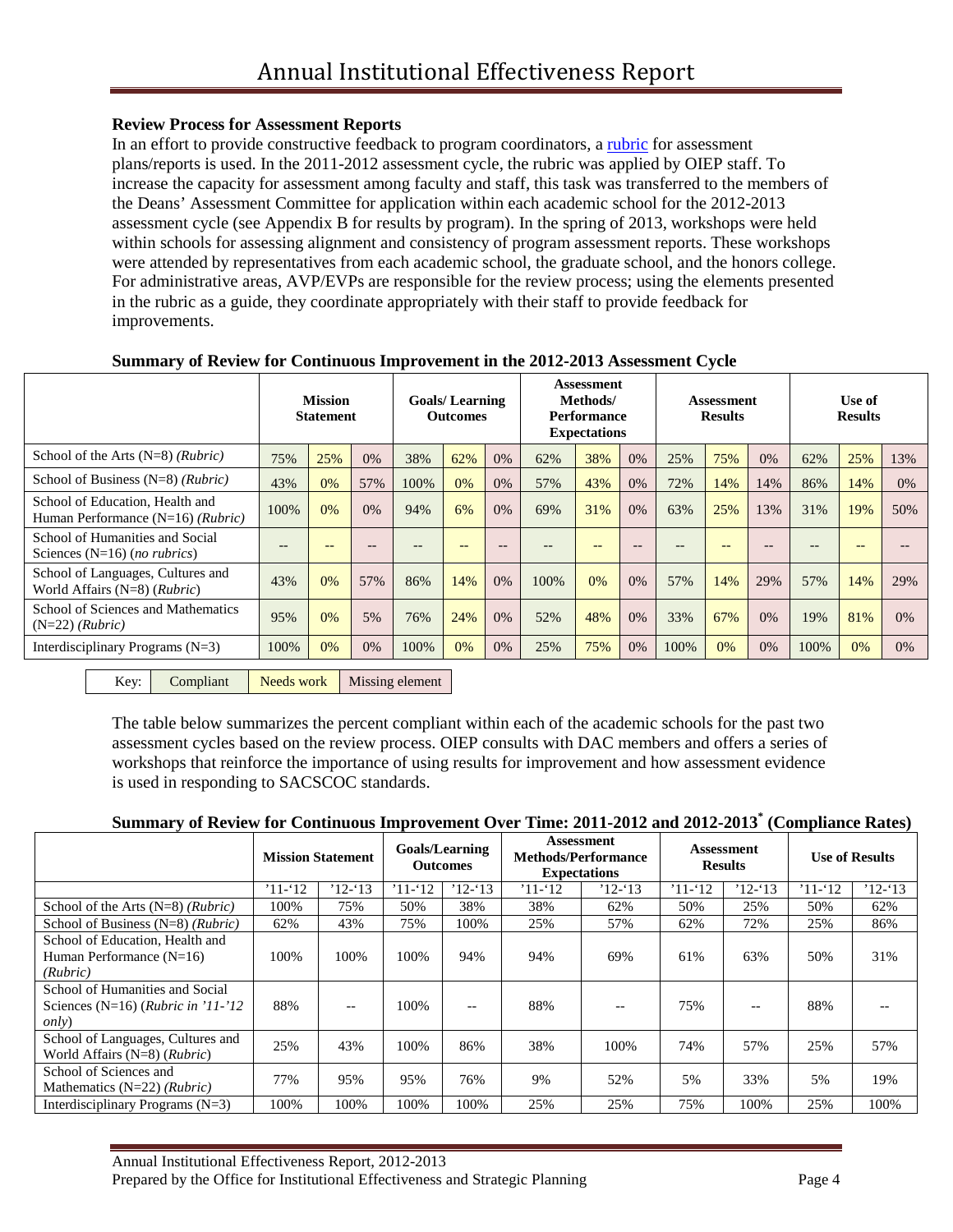## Review Process for Assessment Reports

In an effort to provide constructive feedback to program coordinators, a rubric for assessment plans/reports is used. In the 2011-2012 assessment cycle, the rubric was applied by OIEP staff. To increase the capacity for assessment among faculty and staff, this task was transferred to the members of the Deans' Assessment Committee for application within each academic school for the 2012-2013 assessment cycle (see Appendix B for results by program). In the spring of 2013, workshops were held within schools for assessing alignment and consistency of program assessment reports. These workshops were attended by representatives from each academic school, the graduate school, and the honors college. For administrative areas, AVP/EVPs are responsible for the review process; using the elements presented in the rubric as a guide, they coordinate appropriately with their staff to provide feedback for improvements.

**Summary of Review for Continuous Improvement in the 2012-2013 Assessment Cycle**

| | Mission Statement | | | Goals/ Learning Outcomes | | | Assessment Methods/ Performance Expectations | | | Assessment Results | | | Use of Results | | |
|---|---|---|---|---|---|---|---|---|---|---|---|---|---|---|---|
| School of the Arts (N=8) *(Rubric)* | 75% | 25% | 0% | 38% | 62% | 0% | 62% | 38% | 0% | 25% | 75% | 0% | 62% | 25% | 13% |
| School of Business (N=8) *(Rubric)* | 43% | 0% | 57% | 100% | 0% | 0% | 57% | 43% | 0% | 72% | 14% | 14% | 86% | 14% | 0% |
| School of Education, Health and Human Performance (N=16) *(Rubric)* | 100% | 0% | 0% | 94% | 6% | 0% | 69% | 31% | 0% | 63% | 25% | 13% | 31% | 19% | 50% |
| School of Humanities and Social Sciences (N=16) (*no rubrics*) | -- | -- | -- | -- | -- | -- | -- | -- | -- | -- | -- | -- | -- | -- | -- |
| School of Languages, Cultures and World Affairs (N=8) (*Rubric*) | 43% | 0% | 57% | 86% | 14% | 0% | 100% | 0% | 0% | 57% | 14% | 29% | 57% | 14% | 29% |
| School of Sciences and Mathematics (N=22) *(Rubric)* | 95% | 0% | 5% | 76% | 24% | 0% | 52% | 48% | 0% | 33% | 67% | 0% | 19% | 81% | 0% |
| Interdisciplinary Programs (N=3) | 100% | 0% | 0% | 100% | 0% | 0% | 25% | 75% | 0% | 100% | 0% | 0% | 100% | 0% | 0% |

| Key: | Compliant | Needs work | Missing element |
|---|---|---|---|

The table below summarizes the percent compliant within each of the academic schools for the past two assessment cycles based on the review process. OIEP consults with DAC members and offers a series of workshops that reinforce the importance of using results for improvement and how assessment evidence is used in responding to SACSCOC standards.

**Summary of Review for Continuous Improvement Over Time: 2011-2012 and 2012-2013[*] (Compliance Rates)**

| | Mission Statement | | Goals/Learning Outcomes | | Assessment Methods/Performance Expectations | | Assessment Results | | Use of Results | |
|---|---|---|---|---|---|---|---|---|---|---|
| | '11-'12 | '12-'13 | '11-'12 | '12-'13 | '11-'12 | '12-'13 | '11-'12 | '12-'13 | '11-'12 | '12-'13 |
| School of the Arts (N=8) *(Rubric)* | 100% | 75% | 50% | 38% | 38% | 62% | 50% | 25% | 50% | 62% |
| School of Business (N=8) *(Rubric)* | 62% | 43% | 75% | 100% | 25% | 57% | 62% | 72% | 25% | 86% |
| School of Education, Health and Human Performance (N=16) *(Rubric)* | 100% | 100% | 100% | 94% | 94% | 69% | 61% | 63% | 50% | 31% |
| School of Humanities and Social Sciences (N=16) (*Rubric in '11-'12 only*) | 88% | -- | 100% | -- | 88% | -- | 75% | -- | 88% | -- |
| School of Languages, Cultures and World Affairs (N=8) (*Rubric*) | 25% | 43% | 100% | 86% | 38% | 100% | 74% | 57% | 25% | 57% |
| School of Sciences and Mathematics (N=22) *(Rubric)* | 77% | 95% | 95% | 76% | 9% | 52% | 5% | 33% | 5% | 19% |
| Interdisciplinary Programs (N=3) | 100% | 100% | 100% | 100% | 25% | 25% | 75% | 100% | 25% | 100% |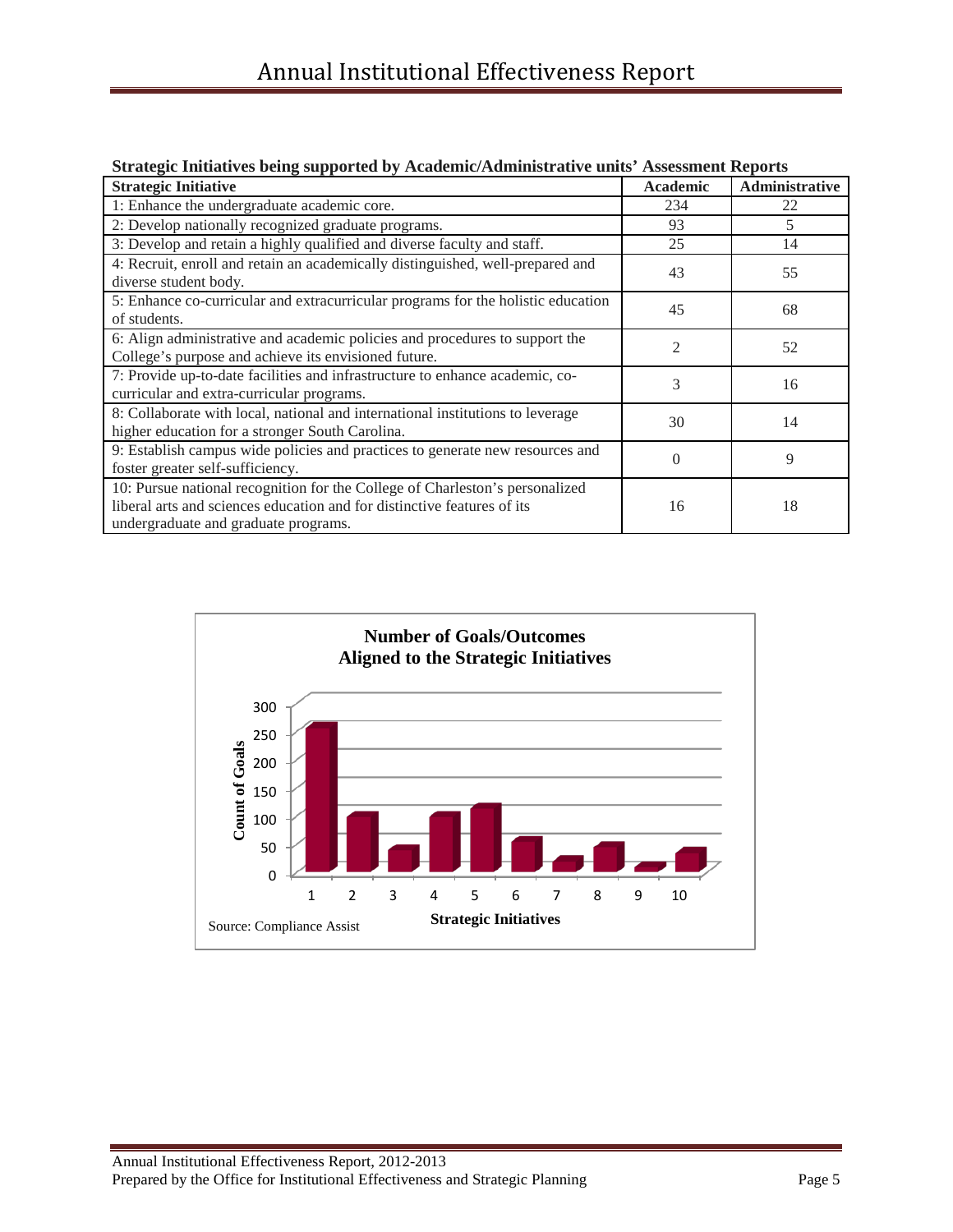**Strategic Initiatives being supported by Academic/Administrative units' Assessment Reports**

| Strategic Initiative | Academic | Administrative |
|---|---|---|
| 1: Enhance the undergraduate academic core. | 234 | 22 |
| 2: Develop nationally recognized graduate programs. | 93 | 5 |
| 3: Develop and retain a highly qualified and diverse faculty and staff. | 25 | 14 |
| 4: Recruit, enroll and retain an academically distinguished, well-prepared and diverse student body. | 43 | 55 |
| 5: Enhance co-curricular and extracurricular programs for the holistic education of students. | 45 | 68 |
| 6: Align administrative and academic policies and procedures to support the College's purpose and achieve its envisioned future. | 2 | 52 |
| 7: Provide up-to-date facilities and infrastructure to enhance academic, co-curricular and extra-curricular programs. | 3 | 16 |
| 8: Collaborate with local, national and international institutions to leverage higher education for a stronger South Carolina. | 30 | 14 |
| 9: Establish campus wide policies and practices to generate new resources and foster greater self-sufficiency. | 0 | 9 |
| 10: Pursue national recognition for the College of Charleston's personalized liberal arts and sciences education and for distinctive features of its undergraduate and graduate programs. | 16 | 18 |

**Number of Goals/Outcomes Aligned to the Strategic Initiatives**

Count of Goals (y-axis: 0–300); Strategic Initiatives (x-axis: 1–10)

Source: Compliance Assist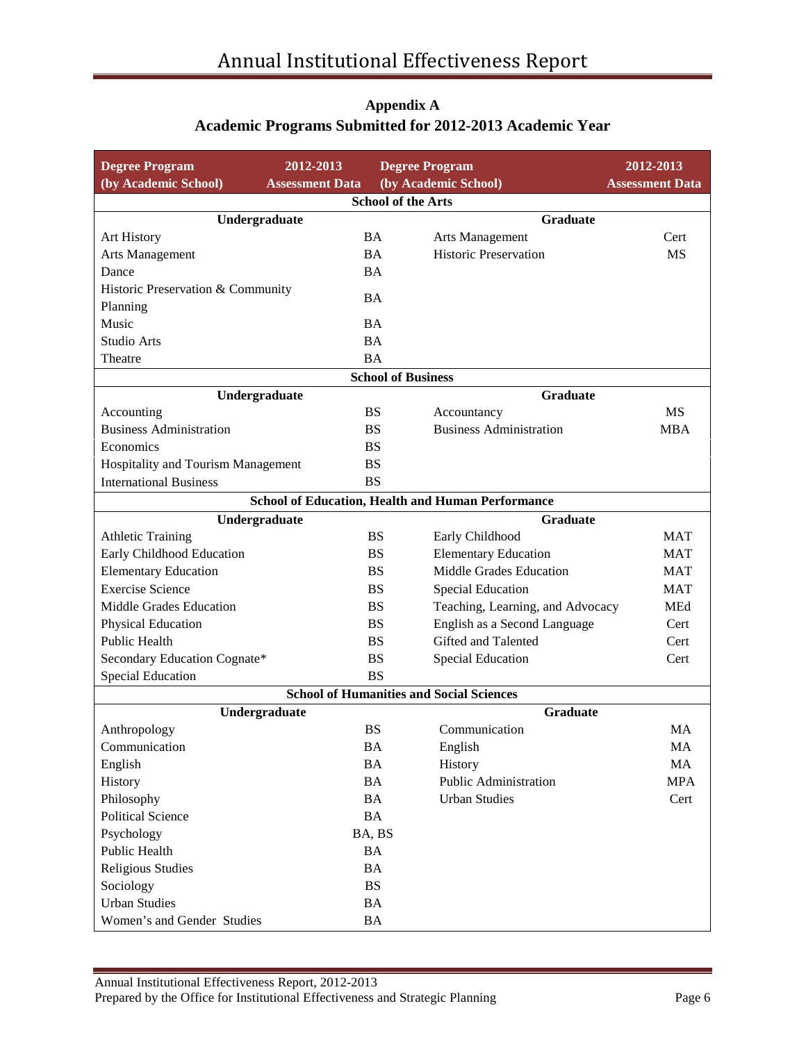## Appendix A
## Academic Programs Submitted for 2012-2013 Academic Year

| Degree Program (by Academic School) | 2012-2013 Assessment Data | Degree Program (by Academic School) | 2012-2013 Assessment Data |
|---|---|---|---|
| **School of the Arts** | | | |
| **Undergraduate** | | **Graduate** | |
| Art History | BA | Arts Management | Cert |
| Arts Management | BA | Historic Preservation | MS |
| Dance | BA | | |
| Historic Preservation & Community Planning | BA | | |
| Music | BA | | |
| Studio Arts | BA | | |
| Theatre | BA | | |
| **School of Business** | | | |
| **Undergraduate** | | **Graduate** | |
| Accounting | BS | Accountancy | MS |
| Business Administration | BS | Business Administration | MBA |
| Economics | BS | | |
| Hospitality and Tourism Management | BS | | |
| International Business | BS | | |
| **School of Education, Health and Human Performance** | | | |
| **Undergraduate** | | **Graduate** | |
| Athletic Training | BS | Early Childhood | MAT |
| Early Childhood Education | BS | Elementary Education | MAT |
| Elementary Education | BS | Middle Grades Education | MAT |
| Exercise Science | BS | Special Education | MAT |
| Middle Grades Education | BS | Teaching, Learning, and Advocacy | MEd |
| Physical Education | BS | English as a Second Language | Cert |
| Public Health | BS | Gifted and Talented | Cert |
| Secondary Education Cognate* | BS | Special Education | Cert |
| Special Education | BS | | |
| **School of Humanities and Social Sciences** | | | |
| **Undergraduate** | | **Graduate** | |
| Anthropology | BS | Communication | MA |
| Communication | BA | English | MA |
| English | BA | History | MA |
| History | BA | Public Administration | MPA |
| Philosophy | BA | Urban Studies | Cert |
| Political Science | BA | | |
| Psychology | BA, BS | | |
| Public Health | BA | | |
| Religious Studies | BA | | |
| Sociology | BS | | |
| Urban Studies | BA | | |
| Women's and Gender Studies | BA | | |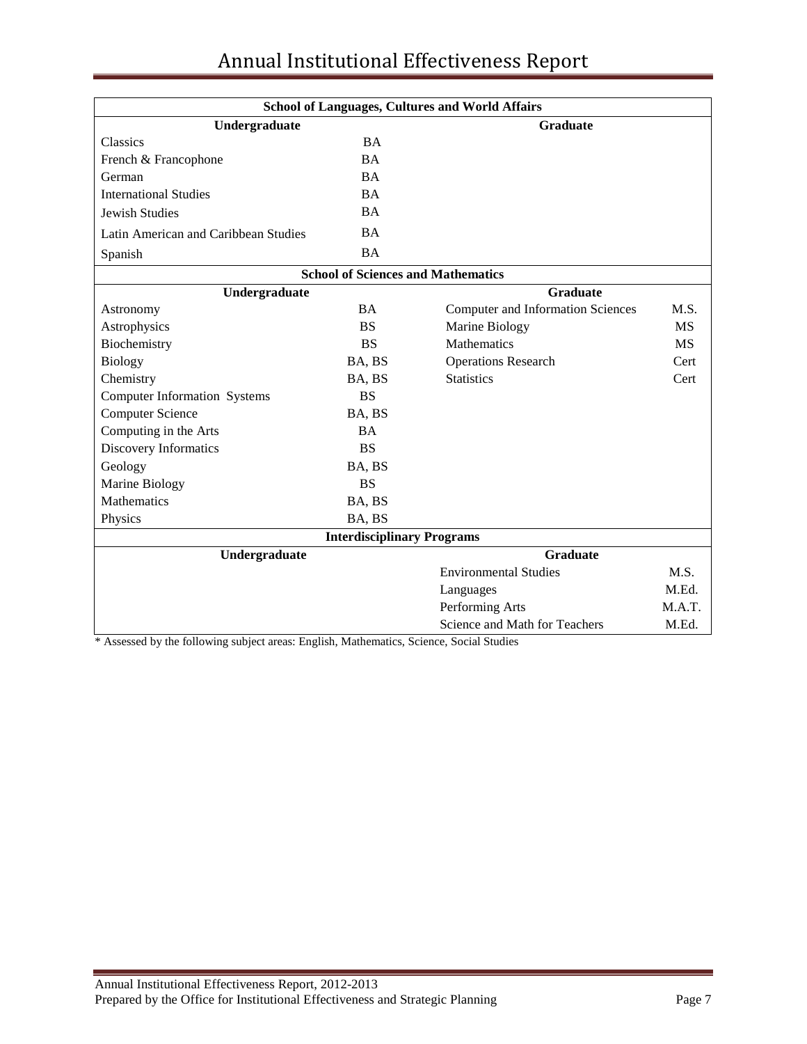| School of Languages, Cultures and World Affairs | | | |
|---|---|---|---|
| **Undergraduate** | | **Graduate** | |
| Classics | BA | | |
| French & Francophone | BA | | |
| German | BA | | |
| International Studies | BA | | |
| Jewish Studies | BA | | |
| Latin American and Caribbean Studies | BA | | |
| Spanish | BA | | |
| **School of Sciences and Mathematics** | | | |
| **Undergraduate** | | **Graduate** | |
| Astronomy | BA | Computer and Information Sciences | M.S. |
| Astrophysics | BS | Marine Biology | MS |
| Biochemistry | BS | Mathematics | MS |
| Biology | BA, BS | Operations Research | Cert |
| Chemistry | BA, BS | Statistics | Cert |
| Computer Information Systems | BS | | |
| Computer Science | BA, BS | | |
| Computing in the Arts | BA | | |
| Discovery Informatics | BS | | |
| Geology | BA, BS | | |
| Marine Biology | BS | | |
| Mathematics | BA, BS | | |
| Physics | BA, BS | | |
| **Interdisciplinary Programs** | | | |
| **Undergraduate** | | **Graduate** | |
| | | Environmental Studies | M.S. |
| | | Languages | M.Ed. |
| | | Performing Arts | M.A.T. |
| | | Science and Math for Teachers | M.Ed. |

* Assessed by the following subject areas: English, Mathematics, Science, Social Studies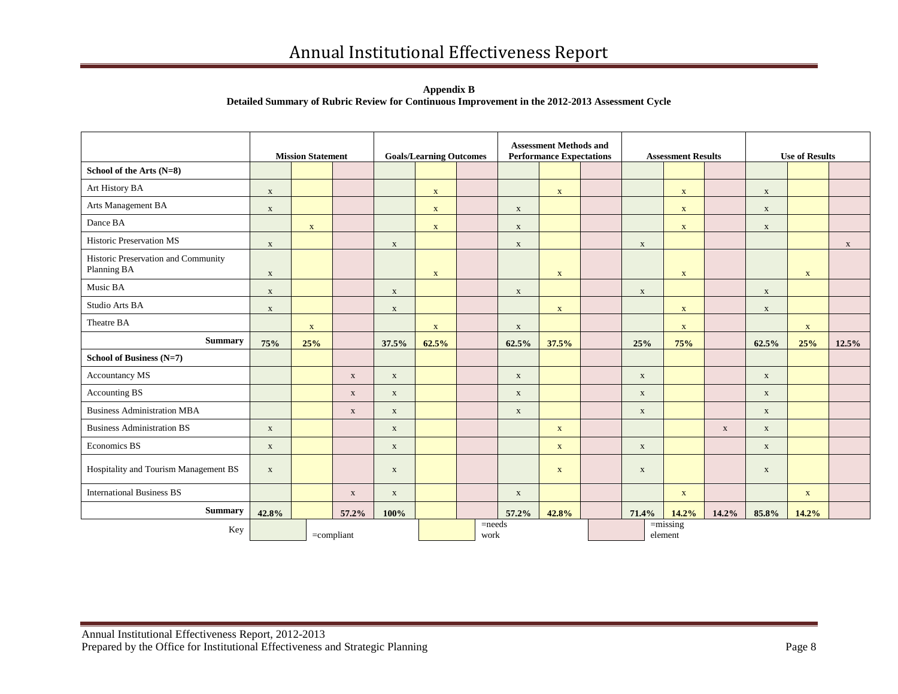**Appendix B**
**Detailed Summary of Rubric Review for Continuous Improvement in the 2012-2013 Assessment Cycle**

| | Mission Statement | | | Goals/Learning Outcomes | | | Assessment Methods and Performance Expectations | | | Assessment Results | | | Use of Results | | |
|---|---|---|---|---|---|---|---|---|---|---|---|---|---|---|---|
| **School of the Arts (N=8)** | | | | | | | | | | | | | | | |
| Art History BA | x | | | | x | | | x | | | x | | x | | |
| Arts Management BA | x | | | | x | | x | | | | x | | x | | |
| Dance BA | | x | | | x | | x | | | | x | | x | | |
| Historic Preservation MS | x | | | x | | | x | | | x | | | | | x |
| Historic Preservation and Community Planning BA | x | | | | x | | | x | | | x | | | x | |
| Music BA | x | | | x | | | x | | | x | | | x | | |
| Studio Arts BA | x | | | x | | | | x | | | x | | x | | |
| Theatre BA | | x | | | x | | x | | | | x | | | x | |
| **Summary** | **75%** | **25%** | | **37.5%** | **62.5%** | | **62.5%** | **37.5%** | | **25%** | **75%** | | **62.5%** | **25%** | **12.5%** |
| **School of Business (N=7)** | | | | | | | | | | | | | | | |
| Accountancy MS | | | x | x | | | x | | | x | | | x | | |
| Accounting BS | | | x | x | | | x | | | x | | | x | | |
| Business Administration MBA | | | x | x | | | x | | | x | | | x | | |
| Business Administration BS | x | | | x | | | | x | | | | x | x | | |
| Economics BS | x | | | x | | | | x | | x | | | x | | |
| Hospitality and Tourism Management BS | x | | | x | | | | x | | x | | | x | | |
| International Business BS | | | x | x | | | x | | | | x | | | x | |
| **Summary** | **42.8%** | | **57.2%** | **100%** | | | **57.2%** | **42.8%** | | **71.4%** | **14.2%** | **14.2%** | **85.8%** | **14.2%** | |

Key: (first column of each group) =compliant; (second column) =needs work; (third column) =missing element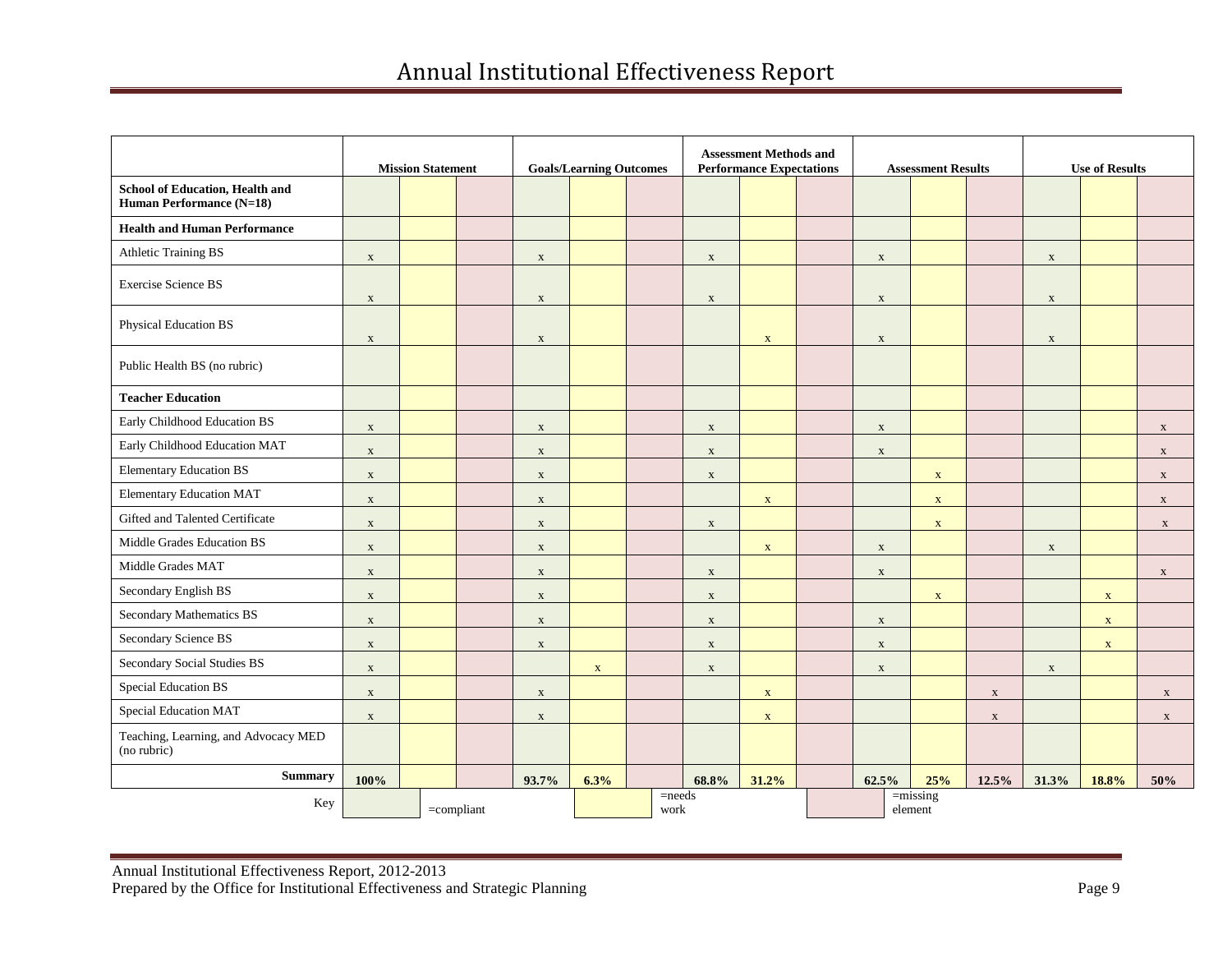# Annual Institutional Effectiveness Report

| | Mission Statement | | | Goals/Learning Outcomes | | | Assessment Methods and Performance Expectations | | | Assessment Results | | | Use of Results | | |
|---|---|---|---|---|---|---|---|---|---|---|---|---|---|---|---|
| **School of Education, Health and Human Performance (N=18)** | | | | | | | | | | | | | | | |
| **Health and Human Performance** | | | | | | | | | | | | | | | |
| Athletic Training BS | x | | | x | | | x | | | x | | | x | | |
| Exercise Science BS | x | | | x | | | x | | | x | | | x | | |
| Physical Education BS | x | | | x | | | | x | | x | | | x | | |
| Public Health BS (no rubric) | | | | | | | | | | | | | | | |
| **Teacher Education** | | | | | | | | | | | | | | | |
| Early Childhood Education BS | x | | | x | | | x | | | x | | | | | x |
| Early Childhood Education MAT | x | | | x | | | x | | | x | | | | | x |
| Elementary Education BS | x | | | x | | | x | | | | x | | | | x |
| Elementary Education MAT | x | | | x | | | | x | | | x | | | | x |
| Gifted and Talented Certificate | x | | | x | | | x | | | | x | | | | x |
| Middle Grades Education BS | x | | | x | | | | x | | x | | | x | | |
| Middle Grades MAT | x | | | x | | | x | | | x | | | | | x |
| Secondary English BS | x | | | x | | | x | | | | x | | | x | |
| Secondary Mathematics BS | x | | | x | | | x | | | x | | | | x | |
| Secondary Science BS | x | | | x | | | x | | | x | | | | x | |
| Secondary Social Studies BS | x | | | | x | | x | | | x | | | x | | |
| Special Education BS | x | | | x | | | | x | | | | x | | | x |
| Special Education MAT | x | | | x | | | | x | | | | x | | | x |
| Teaching, Learning, and Advocacy MED (no rubric) | | | | | | | | | | | | | | | |
| **Summary** | **100%** | | | **93.7%** | **6.3%** | | **68.8%** | **31.2%** | | **62.5%** | **25%** | **12.5%** | **31.3%** | **18.8%** | **50%** |

Key: =compliant; =needs work; =missing element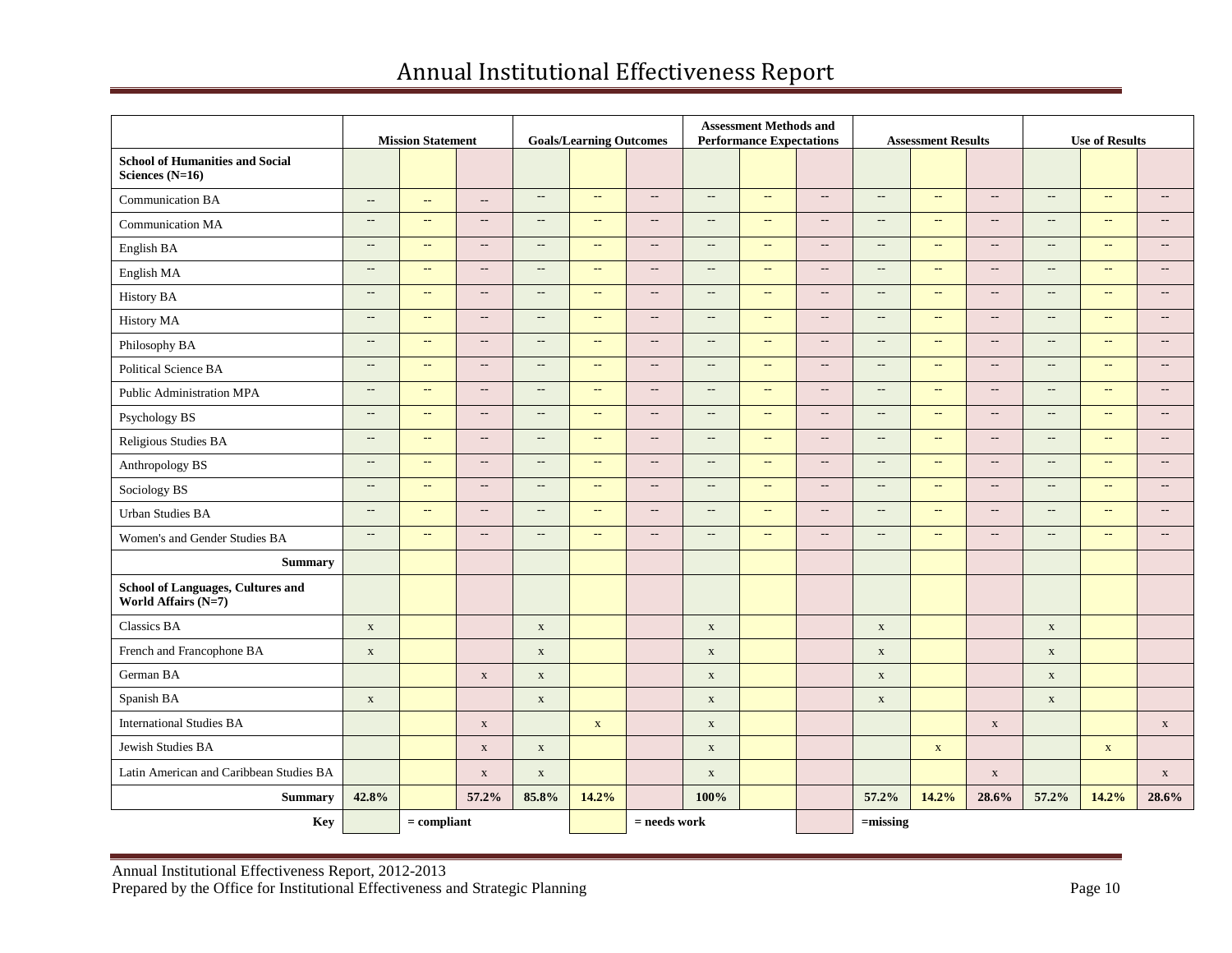# Annual Institutional Effectiveness Report

| | Mission Statement | | | Goals/Learning Outcomes | | | Assessment Methods and Performance Expectations | | | Assessment Results | | | Use of Results | | |
|---|---|---|---|---|---|---|---|---|---|---|---|---|---|---|---|
| **School of Humanities and Social Sciences (N=16)** | | | | | | | | | | | | | | | |
| Communication BA | -- | -- | -- | -- | -- | -- | -- | -- | -- | -- | -- | -- | -- | -- | -- |
| Communication MA | -- | -- | -- | -- | -- | -- | -- | -- | -- | -- | -- | -- | -- | -- | -- |
| English BA | -- | -- | -- | -- | -- | -- | -- | -- | -- | -- | -- | -- | -- | -- | -- |
| English MA | -- | -- | -- | -- | -- | -- | -- | -- | -- | -- | -- | -- | -- | -- | -- |
| History BA | -- | -- | -- | -- | -- | -- | -- | -- | -- | -- | -- | -- | -- | -- | -- |
| History MA | -- | -- | -- | -- | -- | -- | -- | -- | -- | -- | -- | -- | -- | -- | -- |
| Philosophy BA | -- | -- | -- | -- | -- | -- | -- | -- | -- | -- | -- | -- | -- | -- | -- |
| Political Science BA | -- | -- | -- | -- | -- | -- | -- | -- | -- | -- | -- | -- | -- | -- | -- |
| Public Administration MPA | -- | -- | -- | -- | -- | -- | -- | -- | -- | -- | -- | -- | -- | -- | -- |
| Psychology BS | -- | -- | -- | -- | -- | -- | -- | -- | -- | -- | -- | -- | -- | -- | -- |
| Religious Studies BA | -- | -- | -- | -- | -- | -- | -- | -- | -- | -- | -- | -- | -- | -- | -- |
| Anthropology BS | -- | -- | -- | -- | -- | -- | -- | -- | -- | -- | -- | -- | -- | -- | -- |
| Sociology BS | -- | -- | -- | -- | -- | -- | -- | -- | -- | -- | -- | -- | -- | -- | -- |
| Urban Studies BA | -- | -- | -- | -- | -- | -- | -- | -- | -- | -- | -- | -- | -- | -- | -- |
| Women's and Gender Studies BA | -- | -- | -- | -- | -- | -- | -- | -- | -- | -- | -- | -- | -- | -- | -- |
| **Summary** | | | | | | | | | | | | | | | |
| **School of Languages, Cultures and World Affairs (N=7)** | | | | | | | | | | | | | | | |
| Classics BA | x | | | x | | | x | | | x | | | x | | |
| French and Francophone BA | x | | | x | | | x | | | x | | | x | | |
| German BA | | | x | x | | | x | | | x | | | x | | |
| Spanish BA | x | | | x | | | x | | | x | | | x | | |
| International Studies BA | | | x | | x | | x | | | | | x | | | x |
| Jewish Studies BA | | | x | x | | | x | | | | x | | | x | |
| Latin American and Caribbean Studies BA | | | x | x | | | x | | | | | x | | | x |
| **Summary** | **42.8%** | | **57.2%** | **85.8%** | **14.2%** | | **100%** | | | **57.2%** | **14.2%** | **28.6%** | **57.2%** | **14.2%** | **28.6%** |

**Key**: (green) = compliant; (yellow) = needs work; (pink) = missing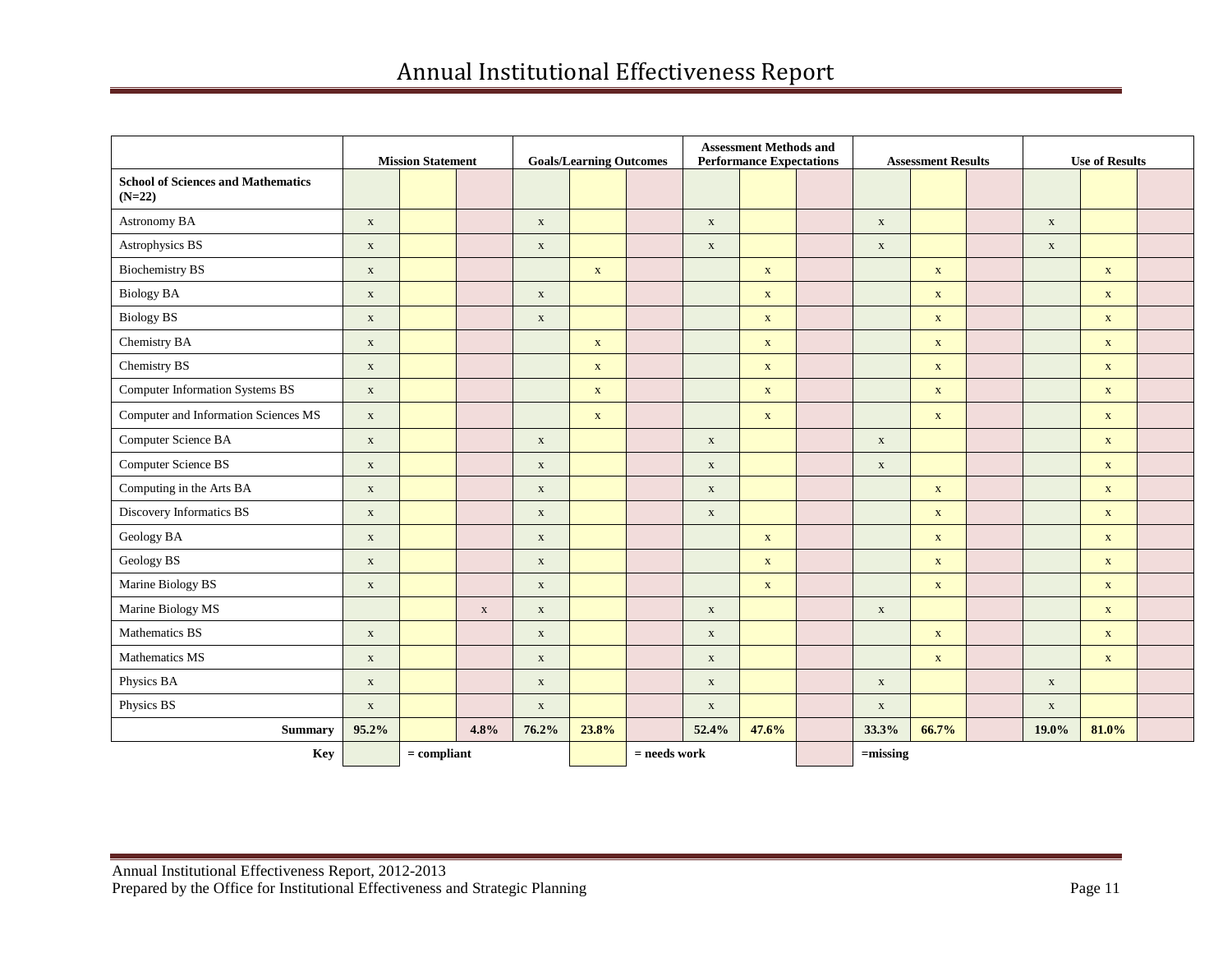# Annual Institutional Effectiveness Report

| | Mission Statement | | | Goals/Learning Outcomes | | | Assessment Methods and Performance Expectations | | | Assessment Results | | | Use of Results | | |
|---|---|---|---|---|---|---|---|---|---|---|---|---|---|---|---|
| **School of Sciences and Mathematics (N=22)** | | | | | | | | | | | | | | | |
| Astronomy BA | x | | | x | | | x | | | x | | | x | | |
| Astrophysics BS | x | | | x | | | x | | | x | | | x | | |
| Biochemistry BS | x | | | | x | | | x | | | x | | | x | |
| Biology BA | x | | | x | | | | x | | | x | | | x | |
| Biology BS | x | | | x | | | | x | | | x | | | x | |
| Chemistry BA | x | | | | x | | | x | | | x | | | x | |
| Chemistry BS | x | | | | x | | | x | | | x | | | x | |
| Computer Information Systems BS | x | | | | x | | | x | | | x | | | x | |
| Computer and Information Sciences MS | x | | | | x | | | x | | | x | | | x | |
| Computer Science BA | x | | | x | | | x | | | x | | | | x | |
| Computer Science BS | x | | | x | | | x | | | x | | | | x | |
| Computing in the Arts BA | x | | | x | | | x | | | | x | | | x | |
| Discovery Informatics BS | x | | | x | | | x | | | | x | | | x | |
| Geology BA | x | | | x | | | | x | | | x | | | x | |
| Geology BS | x | | | x | | | | x | | | x | | | x | |
| Marine Biology BS | x | | | x | | | | x | | | x | | | x | |
| Marine Biology MS | | | x | x | | | x | | | x | | | | x | |
| Mathematics BS | x | | | x | | | x | | | | x | | | x | |
| Mathematics MS | x | | | x | | | x | | | | x | | | x | |
| Physics BA | x | | | x | | | x | | | x | | | x | | |
| Physics BS | x | | | x | | | x | | | x | | | x | | |
| **Summary** | **95.2%** | | **4.8%** | **76.2%** | **23.8%** | | **52.4%** | **47.6%** | | **33.3%** | **66.7%** | | **19.0%** | **81.0%** | |

**Key**: (green) **= compliant**; (yellow) **= needs work**; (pink) **=missing**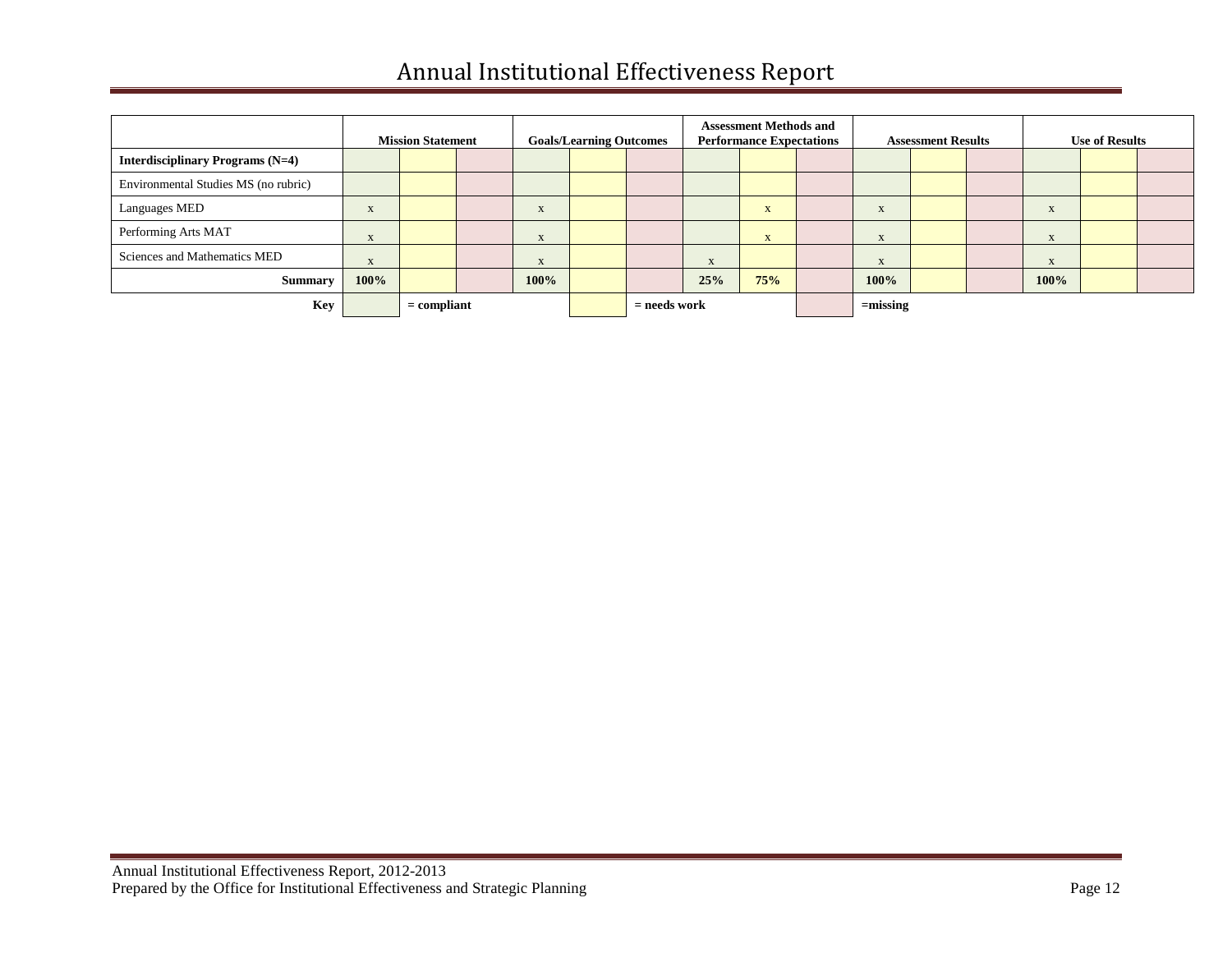# Annual Institutional Effectiveness Report

| | Mission Statement | | | Goals/Learning Outcomes | | | Assessment Methods and Performance Expectations | | | Assessment Results | | | Use of Results | | |
|---|---|---|---|---|---|---|---|---|---|---|---|---|---|---|---|
| **Interdisciplinary Programs (N=4)** | | | | | | | | | | | | | | | |
| Environmental Studies MS (no rubric) | | | | | | | | | | | | | | | |
| Languages MED | x | | | x | | | | x | | x | | | x | | |
| Performing Arts MAT | x | | | x | | | | x | | x | | | x | | |
| Sciences and Mathematics MED | x | | | x | | | x | | | x | | | x | | |
| **Summary** | **100%** | | | **100%** | | | **25%** | **75%** | | **100%** | | | **100%** | | |

**Key** — **= compliant** — **= needs work** — **=missing**